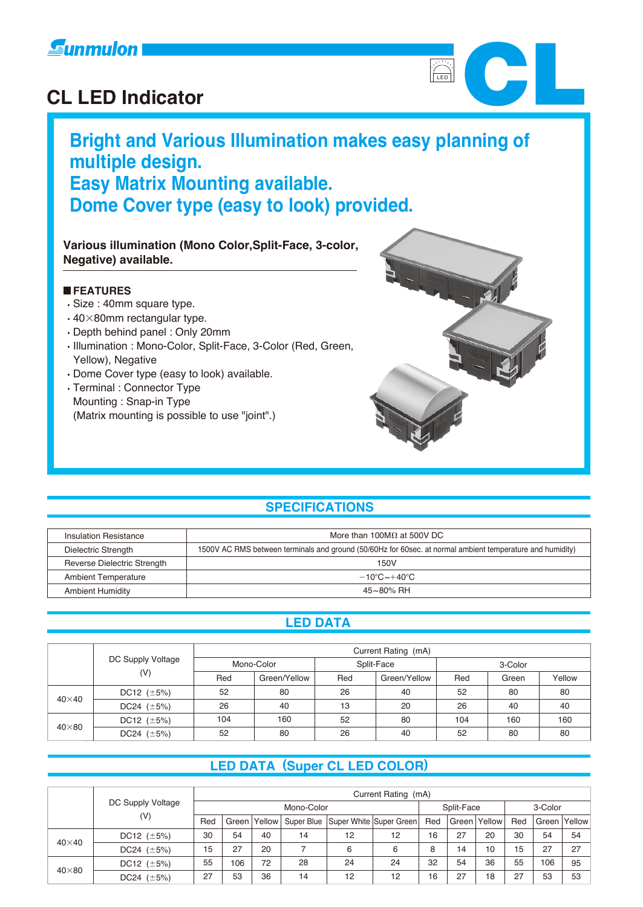Sunmulon

# CL LED Indicator

CL

## Bright and Various Illumination makes easy planning of multiple design.
## Easy Matrix Mounting available.
## Dome Cover type (easy to look) provided.

**Various illumination (Mono Color,Split-Face, 3-color, Negative) available.**

### ■FEATURES

- Size : 40mm square type.
- 40×80mm rectangular type.
- Depth behind panel : Only 20mm
- Illumination : Mono-Color, Split-Face, 3-Color (Red, Green, Yellow), Negative
- Dome Cover type (easy to look) available.
- Terminal : Connector Type
  Mounting : Snap-in Type
  (Matrix mounting is possible to use "joint".)

## SPECIFICATIONS

| | |
|---|---|
| Insulation Resistance | More than 100MΩ at 500V DC |
| Dielectric Strength | 1500V AC RMS between terminals and ground (50/60Hz for 60sec. at normal ambient temperature and humidity) |
| Reverse Dielectric Strength | 150V |
| Ambient Temperature | −10°C～+40°C |
| Ambient Humidity | 45～80% RH |

## LED DATA

| | DC Supply Voltage (V) | Current Rating (mA) | | | | | | |
|---|---|---|---|---|---|---|---|---|
| | | Mono-Color | | Split-Face | | 3-Color | | |
| | | Red | Green/Yellow | Red | Green/Yellow | Red | Green | Yellow |
| 40×40 | DC12 (±5%) | 52 | 80 | 26 | 40 | 52 | 80 | 80 |
| | DC24 (±5%) | 26 | 40 | 13 | 20 | 26 | 40 | 40 |
| 40×80 | DC12 (±5%) | 104 | 160 | 52 | 80 | 104 | 160 | 160 |
| | DC24 (±5%) | 52 | 80 | 26 | 40 | 52 | 80 | 80 |

## LED DATA (Super CL LED COLOR)

| | DC Supply Voltage (V) | Current Rating (mA) | | | | | | | | | | | |
|---|---|---|---|---|---|---|---|---|---|---|---|---|---|
| | | Mono-Color | | | | | | Split-Face | | | 3-Color | | |
| | | Red | Green | Yellow | Super Blue | Super White | Super Green | Red | Green | Yellow | Red | Green | Yellow |
| 40×40 | DC12 (±5%) | 30 | 54 | 40 | 14 | 12 | 12 | 16 | 27 | 20 | 30 | 54 | 54 |
| | DC24 (±5%) | 15 | 27 | 20 | 7 | 6 | 6 | 8 | 14 | 10 | 15 | 27 | 27 |
| 40×80 | DC12 (±5%) | 55 | 106 | 72 | 28 | 24 | 24 | 32 | 54 | 36 | 55 | 106 | 95 |
| | DC24 (±5%) | 27 | 53 | 36 | 14 | 12 | 12 | 16 | 27 | 18 | 27 | 53 | 53 |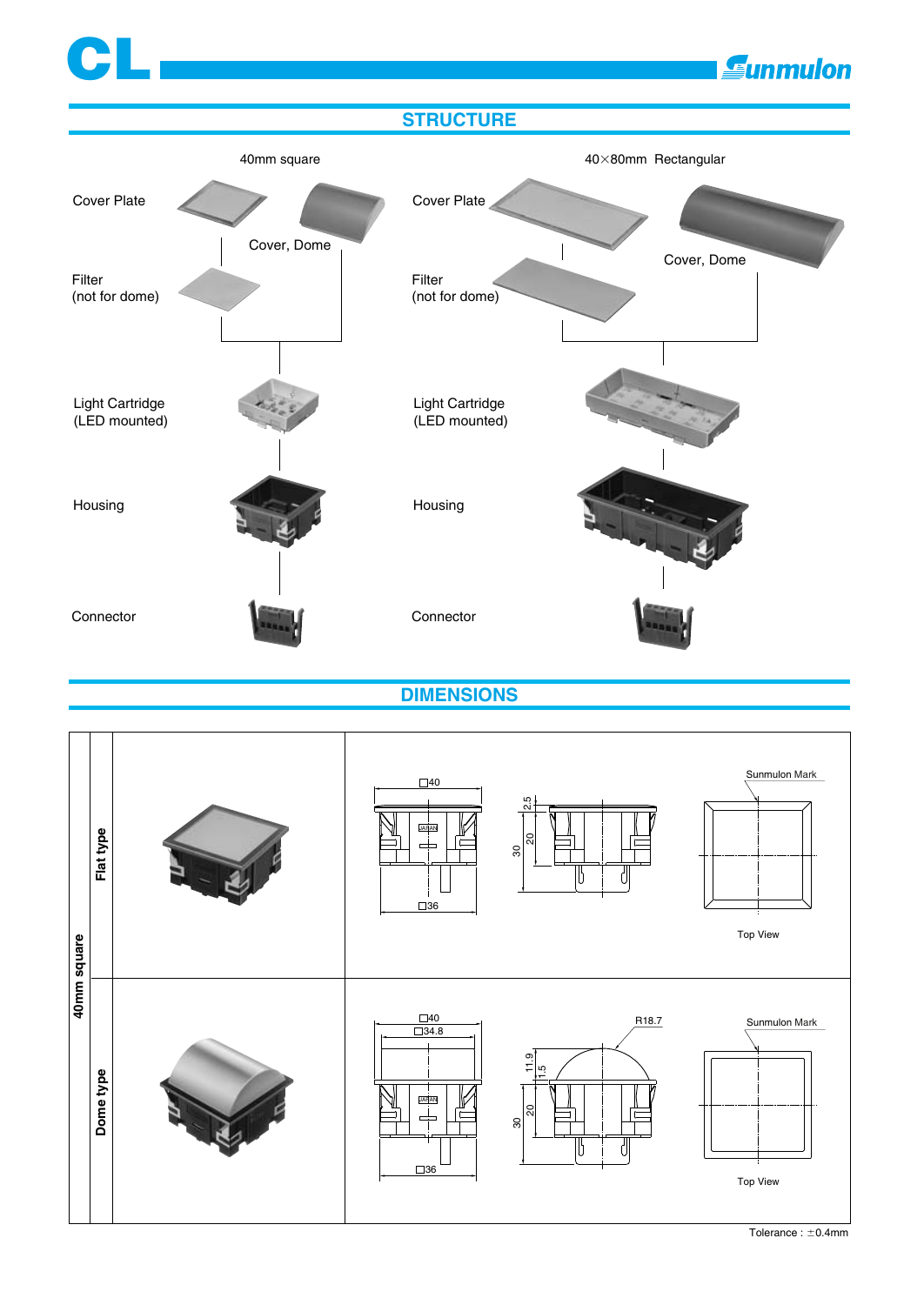# STRUCTURE

| | 40mm square | 40×80mm Rectangular |
|---|---|---|
| Cover Plate / Cover, Dome | Cover Plate; Cover, Dome | Cover Plate; Cover, Dome |
| Filter (not for dome) | Filter (not for dome) | Filter (not for dome) |
| Light Cartridge (LED mounted) | Light Cartridge (LED mounted) | Light Cartridge (LED mounted) |
| Housing | Housing | Housing |
| Connector | Connector | Connector |

# DIMENSIONS

## 40mm square

### Flat type

□40

□36

2.5

20

30

Sunmulon Mark

Top View

### Dome type

□40

□34.8

□36

R18.7

11.9

1.5

20

30

Sunmulon Mark

Top View

Tolerance : ±0.4mm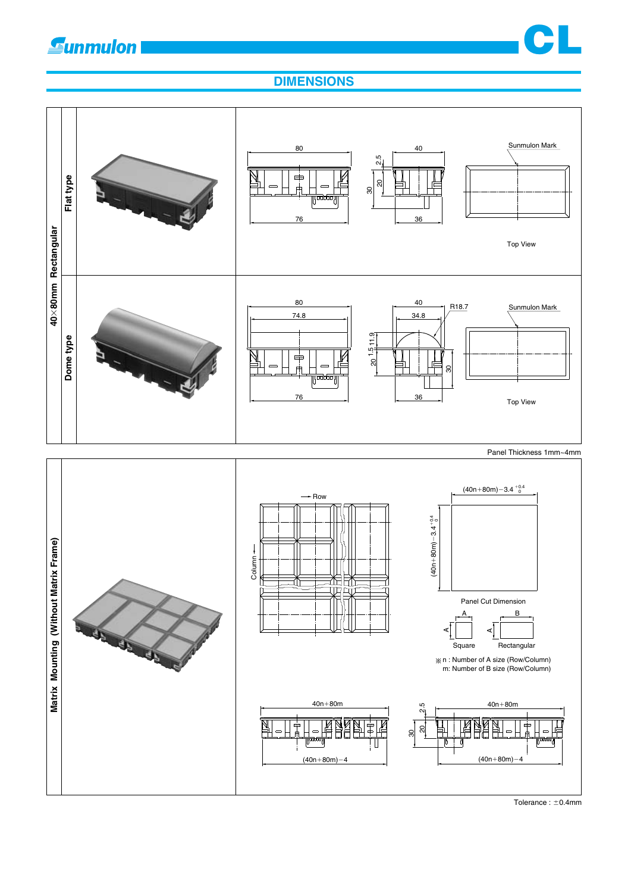## DIMENSIONS

### 40×80mm Rectangular

**Flat type**

80 · 40 · 2.5 · 20 · 30 · 76 · 36

Sunmulon Mark

Top View

**Dome type**

80 · 74.8 · 40 · 34.8 · R18.7 · 1.5 · 11.9 · 20 · 30 · 76 · 36

Sunmulon Mark

Top View

Panel Thickness 1mm~4mm

### Matrix Mounting (Without Matrix Frame)

Row

Column

$(40n+80m)-3.4^{+0.4}_{0}$

$(40n+80m)-3.4^{+0.4}_{0}$

Panel Cut Dimension

A · A · B · A

Square · Rectangular

※n : Number of A size (Row/Column)
m: Number of B size (Row/Column)

$40n+80m$

$(40n+80m)-4$

2.5 · 20 · 30

$40n+80m$

$(40n+80m)-4$

Tolerance : ±0.4mm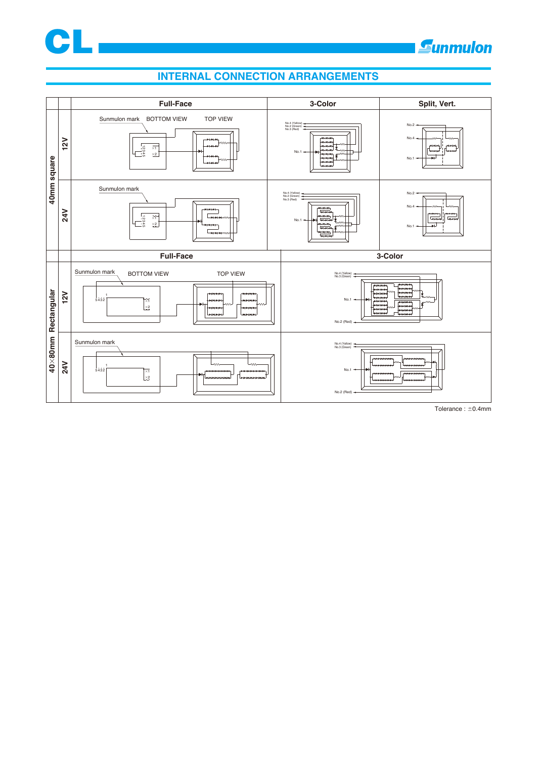## INTERNAL CONNECTION ARRANGEMENTS

| | | Full-Face | 3-Color | Split, Vert. |
|---|---|---|---|---|
| 40mm square | 12V | Sunmulon mark BOTTOM VIEW TOP VIEW 12345 ×1 ×2 | No.4 (Yellow) No.2 (Green) No.3 (Red) No.1 | No.2 No.4 No.1 |
| | 24V | Sunmulon mark 12345 ×1 ×2 | No.4 (Yellow) No.2 (Green) No.3 (Red) No.1 | No.2 No.4 No.1 |

| | | Full-Face | 3-Color |
|---|---|---|---|
| 40×80mm Rectangular | 12V | Sunmulon mark BOTTOM VIEW TOP VIEW 1 5432 ×1 ×2 | No.4 (Yellow) No.3 (Green) No.1 No.2 (Red) |
| | 24V | Sunmulon mark 1 5432 ×1 ×2 | No.4 (Yellow) No.3 (Green) No.1 No.2 (Red) |

Tolerance : ±0.4mm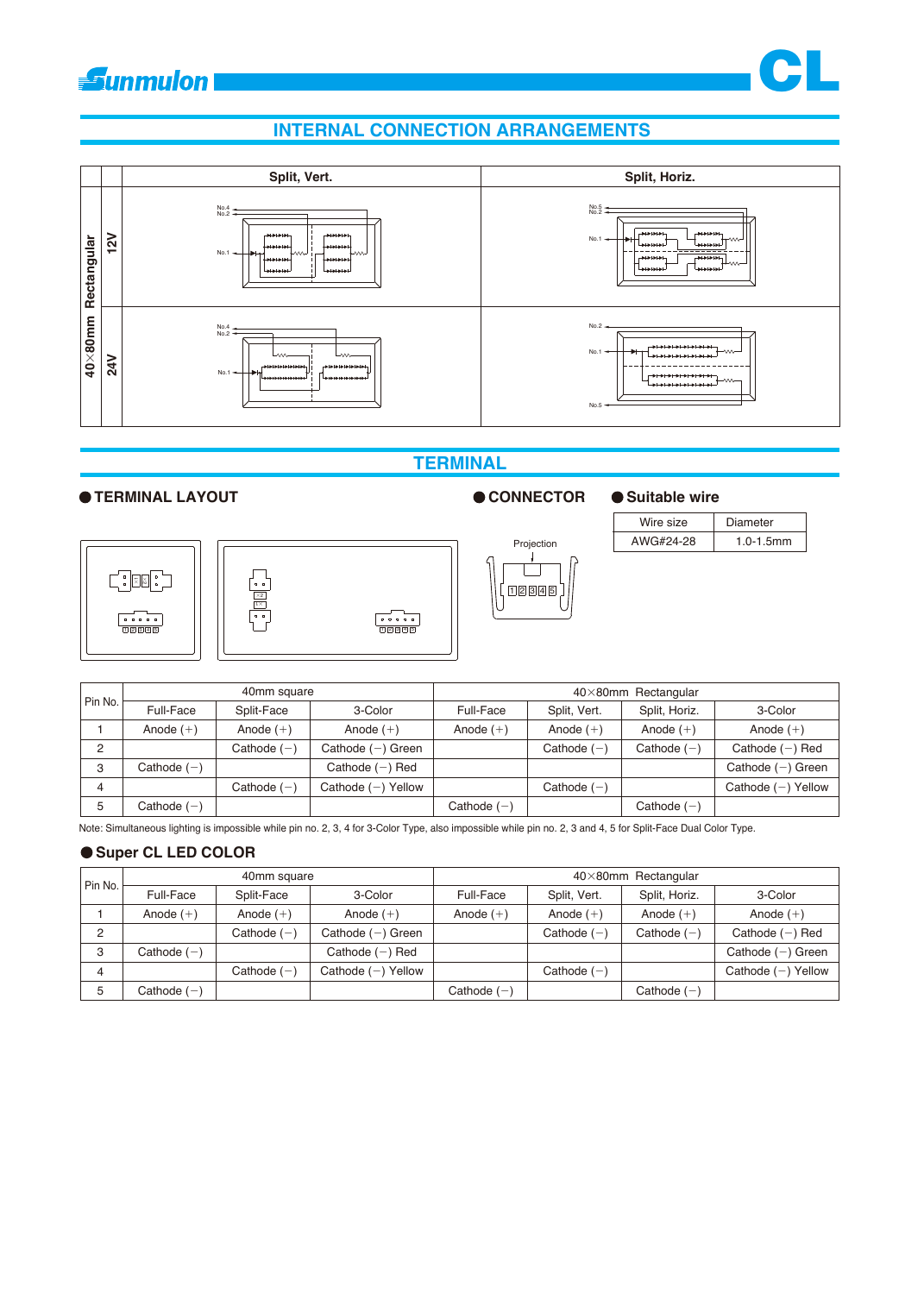## INTERNAL CONNECTION ARRANGEMENTS

| | | Split, Vert. | Split, Horiz. |
|---|---|---|---|
| 40×80mm Rectangular | 12V | No.4 No.2 No.1 | No.5 No.2 No.1 |
| | 24V | No.4 No.2 No.1 | No.2 No.1 No.5 |

## TERMINAL

### TERMINAL LAYOUT

### CONNECTOR

Projection

1 2 3 4 5

### Suitable wire

| Wire size | Diameter |
|---|---|
| AWG#24-28 | 1.0-1.5mm |

| Pin No. | 40mm square | | | 40×80mm Rectangular | | | |
|---|---|---|---|---|---|---|---|
| | Full-Face | Split-Face | 3-Color | Full-Face | Split, Vert. | Split, Horiz. | 3-Color |
| 1 | Anode (+) | Anode (+) | Anode (+) | Anode (+) | Anode (+) | Anode (+) | Anode (+) |
| 2 | | Cathode (−) | Cathode (−) Green | | Cathode (−) | Cathode (−) | Cathode (−) Red |
| 3 | Cathode (−) | | Cathode (−) Red | | | | Cathode (−) Green |
| 4 | | Cathode (−) | Cathode (−) Yellow | | Cathode (−) | | Cathode (−) Yellow |
| 5 | Cathode (−) | | | Cathode (−) | | Cathode (−) | |

Note: Simultaneous lighting is impossible while pin no. 2, 3, 4 for 3-Color Type, also impossible while pin no. 2, 3 and 4, 5 for Split-Face Dual Color Type.

### Super CL LED COLOR

| Pin No. | 40mm square | | | 40×80mm Rectangular | | | |
|---|---|---|---|---|---|---|---|
| | Full-Face | Split-Face | 3-Color | Full-Face | Split, Vert. | Split, Horiz. | 3-Color |
| 1 | Anode (+) | Anode (+) | Anode (+) | Anode (+) | Anode (+) | Anode (+) | Anode (+) |
| 2 | | Cathode (−) | Cathode (−) Green | | Cathode (−) | Cathode (−) | Cathode (−) Red |
| 3 | Cathode (−) | | Cathode (−) Red | | | | Cathode (−) Green |
| 4 | | Cathode (−) | Cathode (−) Yellow | | Cathode (−) | | Cathode (−) Yellow |
| 5 | Cathode (−) | | | Cathode (−) | | Cathode (−) | |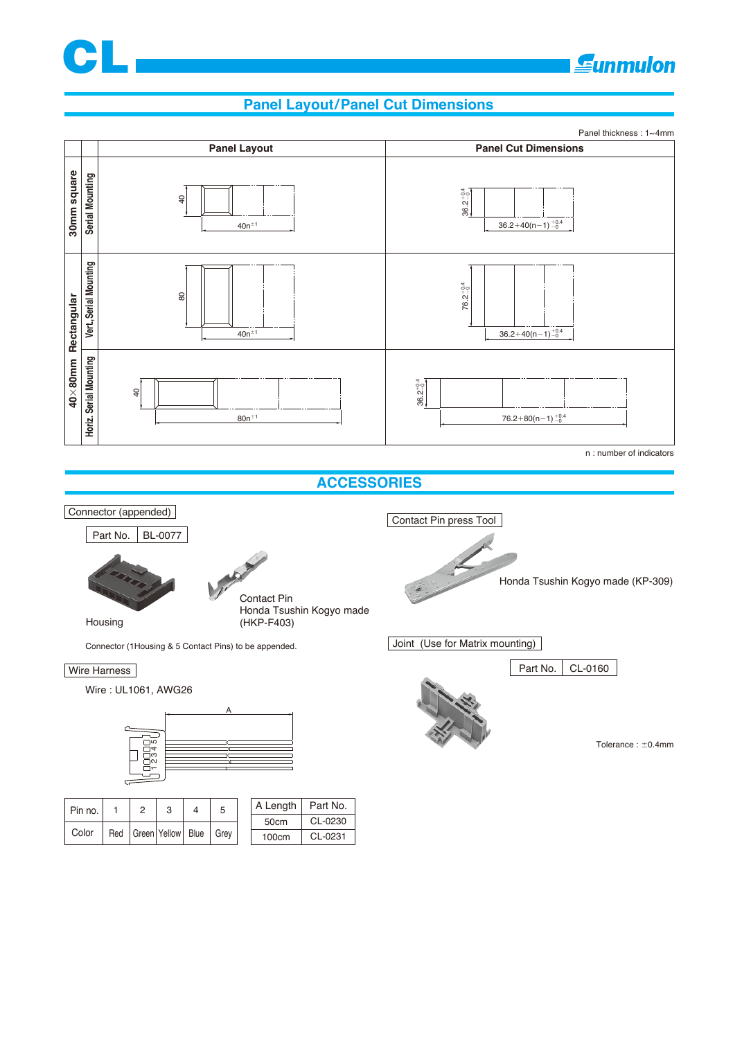## Panel Layout/Panel Cut Dimensions

Panel thickness : 1~4mm

| | | Panel Layout | Panel Cut Dimensions |
|---|---|---|---|
| 30mm square | Serial Mounting | 40 / $40n^{\pm 1}$ | $36.2^{+0.4}_{-0}$ / $36.2+40(n-1)^{+0.4}_{-0}$ |
| 40×80mm Rectangular | Vert. Serial Mounting | 80 / $40n^{\pm 1}$ | $76.2^{+0.4}_{-0}$ / $36.2+40(n-1)^{+0.4}_{-0}$ |
| | Horiz. Serial Mounting | 40 / $80n^{\pm 1}$ | $36.2^{+0.4}_{-0}$ / $76.2+80(n-1)^{+0.4}_{-0}$ |

n : number of indicators

## ACCESSORIES

### Connector (appended)

| Part No. | BL-0077 |
|---|---|

Housing

Contact Pin
Honda Tsushin Kogyo made
(HKP-F403)

Connector (1Housing & 5 Contact Pins) to be appended.

### Contact Pin press Tool

Honda Tsushin Kogyo made (KP-309)

### Joint (Use for Matrix mounting)

| Part No. | CL-0160 |
|---|---|

Tolerance : ±0.4mm

### Wire Harness

Wire : UL1061, AWG26

| Pin no. | 1 | 2 | 3 | 4 | 5 |
|---|---|---|---|---|---|
| Color | Red | Green | Yellow | Blue | Grey |

| A Length | Part No. |
|---|---|
| 50cm | CL-0230 |
| 100cm | CL-0231 |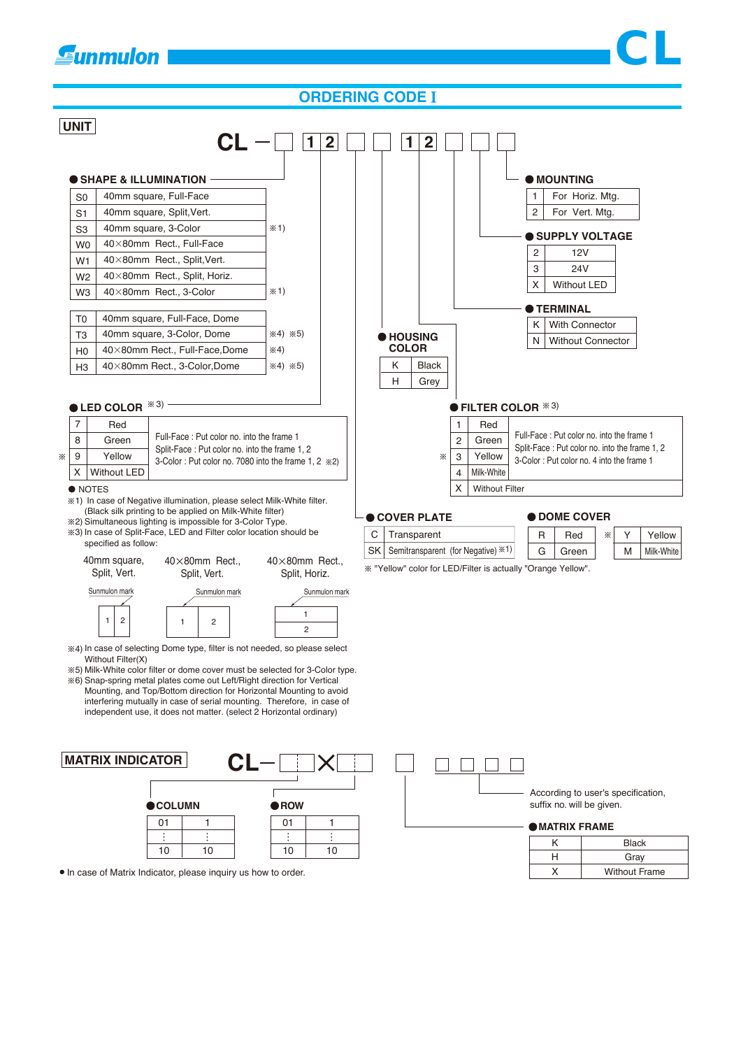# ORDERING CODE I

## UNIT

**CL − □ 1 2 □ □ 1 2 □ □ □**

### ● SHAPE & ILLUMINATION

| Code | Description | Note |
|---|---|---|
| S0 | 40mm square, Full-Face | |
| S1 | 40mm square, Split,Vert. | |
| S3 | 40mm square, 3-Color | ※1) |
| W0 | 40×80mm Rect., Full-Face | |
| W1 | 40×80mm Rect., Split,Vert. | |
| W2 | 40×80mm Rect., Split, Horiz. | |
| W3 | 40×80mm Rect., 3-Color | ※1) |

| Code | Description | Note |
|---|---|---|
| T0 | 40mm square, Full-Face, Dome | |
| T3 | 40mm square, 3-Color, Dome | ※4) ※5) |
| H0 | 40×80mm Rect., Full-Face,Dome | ※4) |
| H3 | 40×80mm Rect., 3-Color,Dome | ※4) ※5) |

### ● LED COLOR ※3)

| | Code | Color |
|---|---|---|
| | 7 | Red |
| | 8 | Green |
| ※ | 9 | Yellow |
| | X | Without LED |

Full-Face : Put color no. into the frame 1
Split-Face : Put color no. into the frame 1, 2
3-Color : Put color no. 7080 into the frame 1, 2 ※2)

### ● MOUNTING

| Code | Description |
|---|---|
| 1 | For Horiz. Mtg. |
| 2 | For Vert. Mtg. |

### ● SUPPLY VOLTAGE

| Code | Description |
|---|---|
| 2 | 12V |
| 3 | 24V |
| X | Without LED |

### ● TERMINAL

| Code | Description |
|---|---|
| K | With Connector |
| N | Without Connector |

### ● HOUSING COLOR

| Code | Color |
|---|---|
| K | Black |
| H | Grey |

### ● FILTER COLOR ※3)

| | Code | Color |
|---|---|---|
| | 1 | Red |
| | 2 | Green |
| ※ | 3 | Yellow |
| | 4 | Milk-White |
| | X | Without Filter |

Full-Face : Put color no. into the frame 1
Split-Face : Put color no. into the frame 1, 2
3-Color : Put color no. 4 into the frame 1

### ● COVER PLATE

| Code | Description |
|---|---|
| C | Transparent |
| SK | Semitransparent (for Negative) ※1) |

### ● DOME COVER

| | Code | Color |
|---|---|---|
| | R | Red |
| | G | Green |
| ※ | Y | Yellow |
| | M | Milk-White |

※ "Yellow" color for LED/Filter is actually "Orange Yellow".

### ● NOTES

※1) In case of Negative illumination, please select Milk-White filter. (Black silk printing to be applied on Milk-White filter)
※2) Simultaneous lighting is impossible for 3-Color Type.
※3) In case of Split-Face, LED and Filter color location should be specified as follow:

| 40mm square, Split, Vert. | 40×80mm Rect., Split, Vert. | 40×80mm Rect., Split, Horiz. |
|---|---|---|
| Sunmulon mark: 1 \| 2 | Sunmulon mark: 1 \| 2 | Sunmulon mark: 1 (top) / 2 (bottom) |

※4) In case of selecting Dome type, filter is not needed, so please select Without Filter(X)
※5) Milk-White color filter or dome cover must be selected for 3-Color type.
※6) Snap-spring metal plates come out Left/Right direction for Vertical Mounting, and Top/Bottom direction for Horizontal Mounting to avoid interfering mutually in case of serial mounting. Therefore, in case of independent use, it does not matter. (select 2 Horizontal ordinary)

## MATRIX INDICATOR

**CL− □□ × □□ □ □□□□**

### ●COLUMN

| 01 | 1 |
|---|---|
| ⋮ | ⋮ |
| 10 | 10 |

### ●ROW

| 01 | 1 |
|---|---|
| ⋮ | ⋮ |
| 10 | 10 |

According to user's specification, suffix no. will be given.

### ●MATRIX FRAME

| Code | Description |
|---|---|
| K | Black |
| H | Gray |
| X | Without Frame |

- In case of Matrix Indicator, please inquiry us how to order.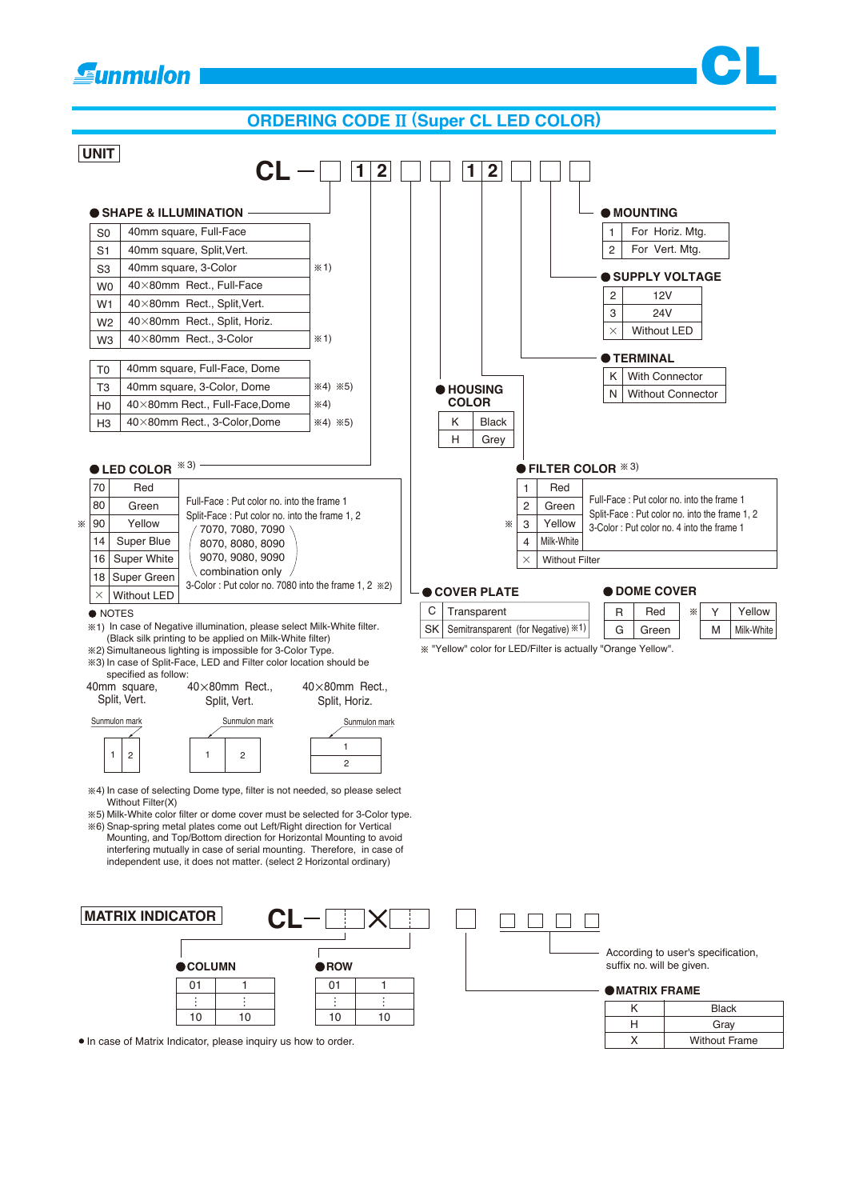# ORDERING CODE II (Super CL LED COLOR)

**UNIT**

CL – ☐ 1 2 ☐ ☐ 1 2 ☐ ☐ ☐

### ● SHAPE & ILLUMINATION

| | | |
|---|---|---|
| S0 | 40mm square, Full-Face | |
| S1 | 40mm square, Split,Vert. | |
| S3 | 40mm square, 3-Color | ※1) |
| W0 | 40×80mm Rect., Full-Face | |
| W1 | 40×80mm Rect., Split,Vert. | |
| W2 | 40×80mm Rect., Split, Horiz. | |
| W3 | 40×80mm Rect., 3-Color | ※1) |

| | | |
|---|---|---|
| T0 | 40mm square, Full-Face, Dome | |
| T3 | 40mm square, 3-Color, Dome | ※4) ※5) |
| H0 | 40×80mm Rect., Full-Face,Dome | ※4) |
| H3 | 40×80mm Rect., 3-Color,Dome | ※4) ※5) |

### ● LED COLOR ※3)

| | | |
|---|---|---|
| 70 | Red | Full-Face : Put color no. into the frame 1 |
| 80 | Green | Split-Face : Put color no. into the frame 1, 2 |
| ※ 90 | Yellow | 7070, 7080, 7090 |
| 14 | Super Blue | 8070, 8080, 8090 |
| 16 | Super White | 9070, 9080, 9090 |
| 18 | Super Green | combination only |
| × | Without LED | 3-Color : Put color no. 7080 into the frame 1, 2 ※2) |

### ● HOUSING COLOR

| | |
|---|---|
| K | Black |
| H | Grey |

### ● MOUNTING

| | |
|---|---|
| 1 | For Horiz. Mtg. |
| 2 | For Vert. Mtg. |

### ● SUPPLY VOLTAGE

| | |
|---|---|
| 2 | 12V |
| 3 | 24V |
| × | Without LED |

### ● TERMINAL

| | |
|---|---|
| K | With Connector |
| N | Without Connector |

### ● FILTER COLOR ※3)

| | | |
|---|---|---|
| 1 | Red | Full-Face : Put color no. into the frame 1 |
| 2 | Green | Split-Face : Put color no. into the frame 1, 2 |
| ※ 3 | Yellow | 3-Color : Put color no. 4 into the frame 1 |
| 4 | Milk-White | |
| × | Without Filter | |

### ● COVER PLATE

| | |
|---|---|
| C | Transparent |
| SK | Semitransparent (for Negative) ※1) |

### ● DOME COVER

| | | | |
|---|---|---|---|
| R | Red | ※ Y | Yellow |
| G | Green | M | Milk-White |

※ "Yellow" color for LED/Filter is actually "Orange Yellow".

● NOTES

※1) In case of Negative illumination, please select Milk-White filter. (Black silk printing to be applied on Milk-White filter)

※2) Simultaneous lighting is impossible for 3-Color Type.

※3) In case of Split-Face, LED and Filter color location should be specified as follow:

40mm square, Split, Vert. — Sunmulon mark — 1 | 2

40×80mm Rect., Split, Vert. — Sunmulon mark — 1 | 2

40×80mm Rect., Split, Horiz. — Sunmulon mark — 1 / 2

※4) In case of selecting Dome type, filter is not needed, so please select Without Filter(X)

※5) Milk-White color filter or dome cover must be selected for 3-Color type.

※6) Snap-spring metal plates come out Left/Right direction for Vertical Mounting, and Top/Bottom direction for Horizontal Mounting to avoid interfering mutually in case of serial mounting. Therefore, in case of independent use, it does not matter. (select 2 Horizontal ordinary)

## MATRIX INDICATOR

CL – ☐ × ☐ ☐ ☐ ☐ ☐ ☐

### ● COLUMN

| | |
|---|---|
| 01 | 1 |
| ⋮ | ⋮ |
| 10 | 10 |

### ● ROW

| | |
|---|---|
| 01 | 1 |
| ⋮ | ⋮ |
| 10 | 10 |

According to user's specification, suffix no. will be given.

### ● MATRIX FRAME

| | |
|---|---|
| K | Black |
| H | Gray |
| X | Without Frame |

● In case of Matrix Indicator, please inquiry us how to order.